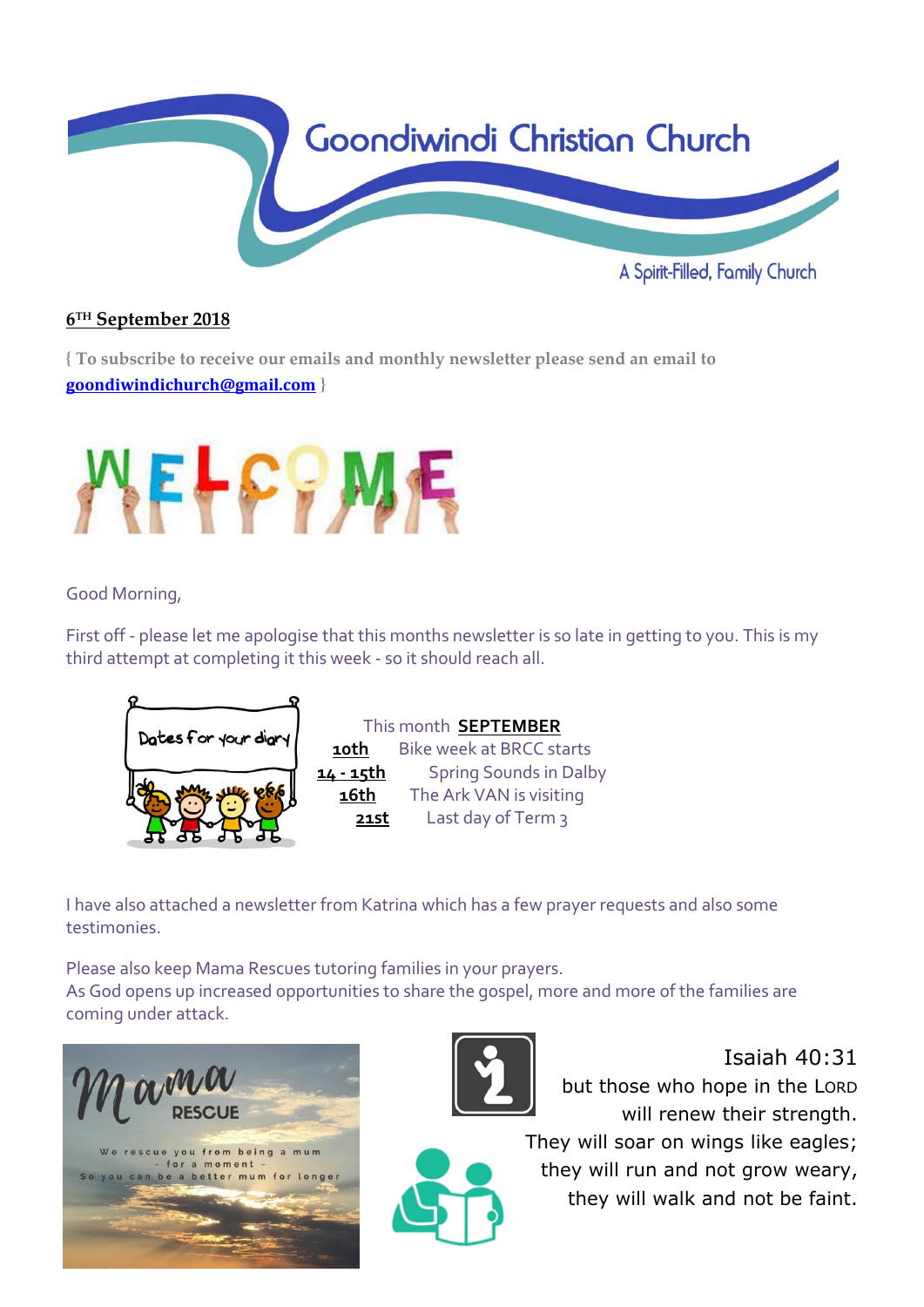# Goondiwindi Christian Church

A Spirit-Filled, Family Church

**6TH September 2018**

{ To subscribe to receive our emails and monthly newsletter please send an email to **goondiwindichurch@gmail.com** }

WELCOME

Good Morning,

First off - please let me apologise that this months newsletter is so late in getting to you. This is my third attempt at completing it this week - so it should reach all.

Dates for your diary

This month **SEPTEMBER**

| | |
|---|---|
| **10th** | Bike week at BRCC starts |
| **14 - 15th** | Spring Sounds in Dalby |
| **16th** | The Ark VAN is visiting |
| **21st** | Last day of Term 3 |

I have also attached a newsletter from Katrina which has a few prayer requests and also some testimonies.

Please also keep Mama Rescues tutoring families in your prayers.
As God opens up increased opportunities to share the gospel, more and more of the families are coming under attack.

Mama RESCUE

We rescue you from being a mum – for a moment – So you can be a better mum for longer

Isaiah 40:31
but those who hope in the LORD
will renew their strength.
They will soar on wings like eagles;
they will run and not grow weary,
they will walk and not be faint.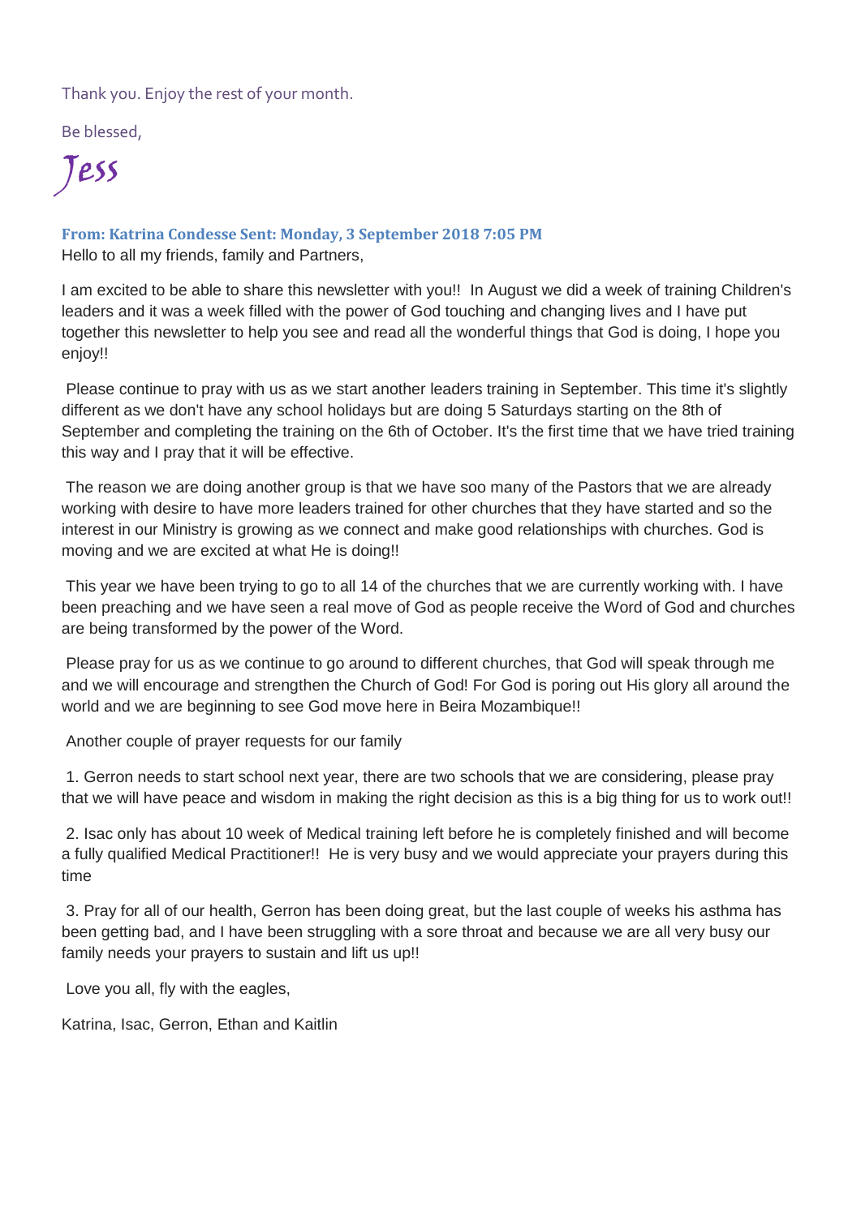Thank you. Enjoy the rest of your month.

Be blessed,

Jess

**From: Katrina Condesse Sent: Monday, 3 September 2018 7:05 PM**

Hello to all my friends, family and Partners,

I am excited to be able to share this newsletter with you!! In August we did a week of training Children's leaders and it was a week filled with the power of God touching and changing lives and I have put together this newsletter to help you see and read all the wonderful things that God is doing, I hope you enjoy!!

Please continue to pray with us as we start another leaders training in September. This time it's slightly different as we don't have any school holidays but are doing 5 Saturdays starting on the 8th of September and completing the training on the 6th of October. It's the first time that we have tried training this way and I pray that it will be effective.

The reason we are doing another group is that we have soo many of the Pastors that we are already working with desire to have more leaders trained for other churches that they have started and so the interest in our Ministry is growing as we connect and make good relationships with churches. God is moving and we are excited at what He is doing!!

This year we have been trying to go to all 14 of the churches that we are currently working with. I have been preaching and we have seen a real move of God as people receive the Word of God and churches are being transformed by the power of the Word.

Please pray for us as we continue to go around to different churches, that God will speak through me and we will encourage and strengthen the Church of God! For God is poring out His glory all around the world and we are beginning to see God move here in Beira Mozambique!!

Another couple of prayer requests for our family

1. Gerron needs to start school next year, there are two schools that we are considering, please pray that we will have peace and wisdom in making the right decision as this is a big thing for us to work out!!

2. Isac only has about 10 week of Medical training left before he is completely finished and will become a fully qualified Medical Practitioner!! He is very busy and we would appreciate your prayers during this time

3. Pray for all of our health, Gerron has been doing great, but the last couple of weeks his asthma has been getting bad, and I have been struggling with a sore throat and because we are all very busy our family needs your prayers to sustain and lift us up!!

Love you all, fly with the eagles,

Katrina, Isac, Gerron, Ethan and Kaitlin